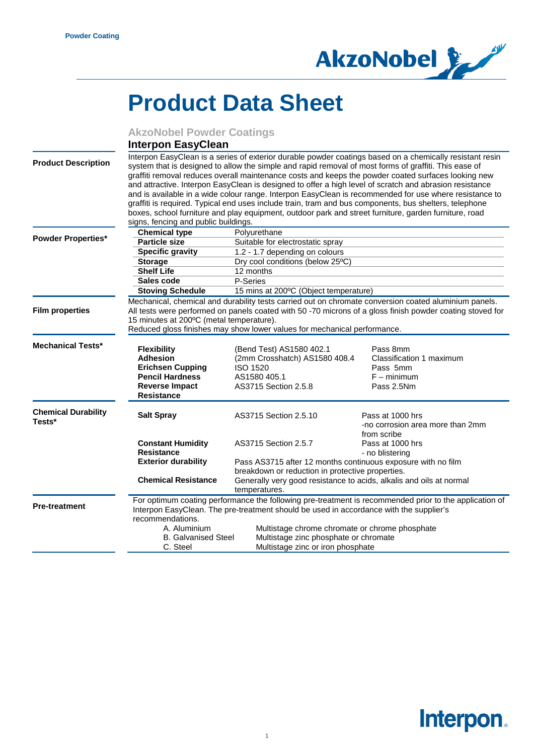# Product Data Sheet

## AkzoNobel Powder Coatings

### Interpon EasyClean

**Product Description**

Interpon EasyClean is a series of exterior durable powder coatings based on a chemically resistant resin system that is designed to allow the simple and rapid removal of most forms of graffiti. This ease of graffiti removal reduces overall maintenance costs and keeps the powder coated surfaces looking new and attractive. Interpon EasyClean is designed to offer a high level of scratch and abrasion resistance and is available in a wide colour range. Interpon EasyClean is recommended for use where resistance to graffiti is required. Typical end uses include train, tram and bus components, bus shelters, telephone boxes, school furniture and play equipment, outdoor park and street furniture, garden furniture, road signs, fencing and public buildings.

**Powder Properties***

| | |
|---|---|
| **Chemical type** | Polyurethane |
| **Particle size** | Suitable for electrostatic spray |
| **Specific gravity** | 1.2 - 1.7 depending on colours |
| **Storage** | Dry cool conditions (below 25ºC) |
| **Shelf Life** | 12 months |
| **Sales code** | P-Series |
| **Stoving Schedule** | 15 mins at 200ºC (Object temperature) |

**Film properties**

Mechanical, chemical and durability tests carried out on chromate conversion coated aluminium panels. All tests were performed on panels coated with 50 -70 microns of a gloss finish powder coating stoved for 15 minutes at 200ºC (metal temperature).
Reduced gloss finishes may show lower values for mechanical performance.

**Mechanical Tests***

| | | |
|---|---|---|
| **Flexibility** | (Bend Test) AS1580 402.1 | Pass 8mm |
| **Adhesion** | (2mm Crosshatch) AS1580 408.4 | Classification 1 maximum |
| **Erichsen Cupping** | ISO 1520 | Pass 5mm |
| **Pencil Hardness** | AS1580 405.1 | F – minimum |
| **Reverse Impact Resistance** | AS3715 Section 2.5.8 | Pass 2.5Nm |

**Chemical Durability Tests***

| | | |
|---|---|---|
| **Salt Spray** | AS3715 Section 2.5.10 | Pass at 1000 hrs -no corrosion area more than 2mm from scribe |
| **Constant Humidity Resistance** | AS3715 Section 2.5.7 | Pass at 1000 hrs - no blistering |
| **Exterior durability** | Pass AS3715 after 12 months continuous exposure with no film breakdown or reduction in protective properties. | |
| **Chemical Resistance** | Generally very good resistance to acids, alkalis and oils at normal temperatures. | |

**Pre-treatment**

For optimum coating performance the following pre-treatment is recommended prior to the application of Interpon EasyClean. The pre-treatment should be used in accordance with the supplier's recommendations.

| | |
|---|---|
| A. Aluminium | Multistage chrome chromate or chrome phosphate |
| B. Galvanised Steel | Multistage zinc phosphate or chromate |
| C. Steel | Multistage zinc or iron phosphate |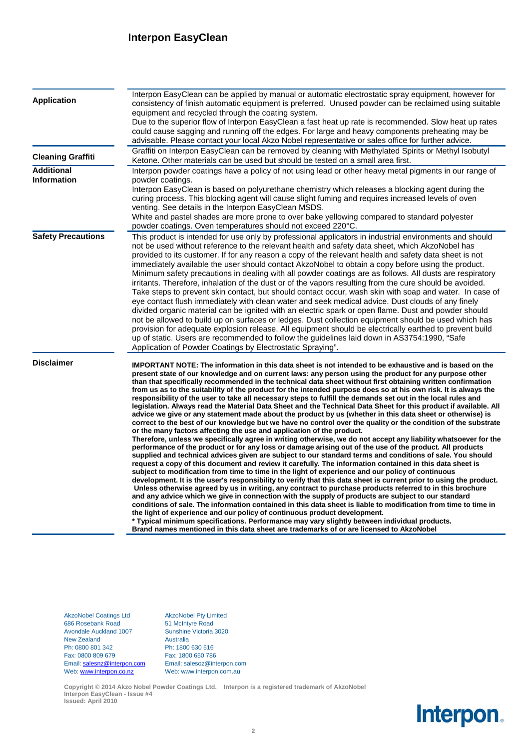# Interpon EasyClean

| | |
|---|---|
| **Application** | Interpon EasyClean can be applied by manual or automatic electrostatic spray equipment, however for consistency of finish automatic equipment is preferred. Unused powder can be reclaimed using suitable equipment and recycled through the coating system.<br>Due to the superior flow of Interpon EasyClean a fast heat up rate is recommended. Slow heat up rates could cause sagging and running off the edges. For large and heavy components preheating may be advisable. Please contact your local Akzo Nobel representative or sales office for further advice. |
| **Cleaning Graffiti** | Graffiti on Interpon EasyClean can be removed by cleaning with Methylated Spirits or Methyl Isobutyl Ketone. Other materials can be used but should be tested on a small area first. |
| **Additional Information** | Interpon powder coatings have a policy of not using lead or other heavy metal pigments in our range of powder coatings.<br>Interpon EasyClean is based on polyurethane chemistry which releases a blocking agent during the curing process. This blocking agent will cause slight fuming and requires increased levels of oven venting. See details in the Interpon EasyClean MSDS.<br>White and pastel shades are more prone to over bake yellowing compared to standard polyester powder coatings. Oven temperatures should not exceed 220°C. |
| **Safety Precautions** | This product is intended for use only by professional applicators in industrial environments and should not be used without reference to the relevant health and safety data sheet, which AkzoNobel has provided to its customer. If for any reason a copy of the relevant health and safety data sheet is not immediately available the user should contact AkzoNobel to obtain a copy before using the product. Minimum safety precautions in dealing with all powder coatings are as follows. All dusts are respiratory irritants. Therefore, inhalation of the dust or of the vapors resulting from the cure should be avoided. Take steps to prevent skin contact, but should contact occur, wash skin with soap and water. In case of eye contact flush immediately with clean water and seek medical advice. Dust clouds of any finely divided organic material can be ignited with an electric spark or open flame. Dust and powder should not be allowed to build up on surfaces or ledges. Dust collection equipment should be used which has provision for adequate explosion release. All equipment should be electrically earthed to prevent build up of static. Users are recommended to follow the guidelines laid down in AS3754:1990, "Safe Application of Powder Coatings by Electrostatic Spraying". |
| **Disclaimer** | **IMPORTANT NOTE: The information in this data sheet is not intended to be exhaustive and is based on the present state of our knowledge and on current laws: any person using the product for any purpose other than that specifically recommended in the technical data sheet without first obtaining written confirmation from us as to the suitability of the product for the intended purpose does so at his own risk. It is always the responsibility of the user to take all necessary steps to fulfill the demands set out in the local rules and legislation. Always read the Material Data Sheet and the Technical Data Sheet for this product if available. All advice we give or any statement made about the product by us (whether in this data sheet or otherwise) is correct to the best of our knowledge but we have no control over the quality or the condition of the substrate or the many factors affecting the use and application of the product.**<br>**Therefore, unless we specifically agree in writing otherwise, we do not accept any liability whatsoever for the performance of the product or for any loss or damage arising out of the use of the product. All products supplied and technical advices given are subject to our standard terms and conditions of sale. You should request a copy of this document and review it carefully. The information contained in this data sheet is subject to modification from time to time in the light of experience and our policy of continuous development. It is the user's responsibility to verify that this data sheet is current prior to using the product. Unless otherwise agreed by us in writing, any contract to purchase products referred to in this brochure and any advice which we give in connection with the supply of products are subject to our standard conditions of sale. The information contained in this data sheet is liable to modification from time to time in the light of experience and our policy of continuous product development.**<br>**\* Typical minimum specifications. Performance may vary slightly between individual products.**<br>**Brand names mentioned in this data sheet are trademarks of or are licensed to AkzoNobel** |

AkzoNobel Coatings Ltd
686 Rosebank Road
Avondale Auckland 1007
New Zealand
Ph: 0800 801 342
Fax: 0800 809 679
Email: salesnz@interpon.com
Web: www.interpon.co.nz

AkzoNobel Pty Limited
51 McIntyre Road
Sunshine Victoria 3020
Australia
Ph: 1800 630 516
Fax: 1800 650 786
Email: salesoz@interpon.com
Web: www.interpon.com.au

**Copyright © 2014 Akzo Nobel Powder Coatings Ltd. Interpon is a registered trademark of AkzoNobel**
**Interpon EasyClean - Issue #4**
**Issued: April 2010**

Interpon.